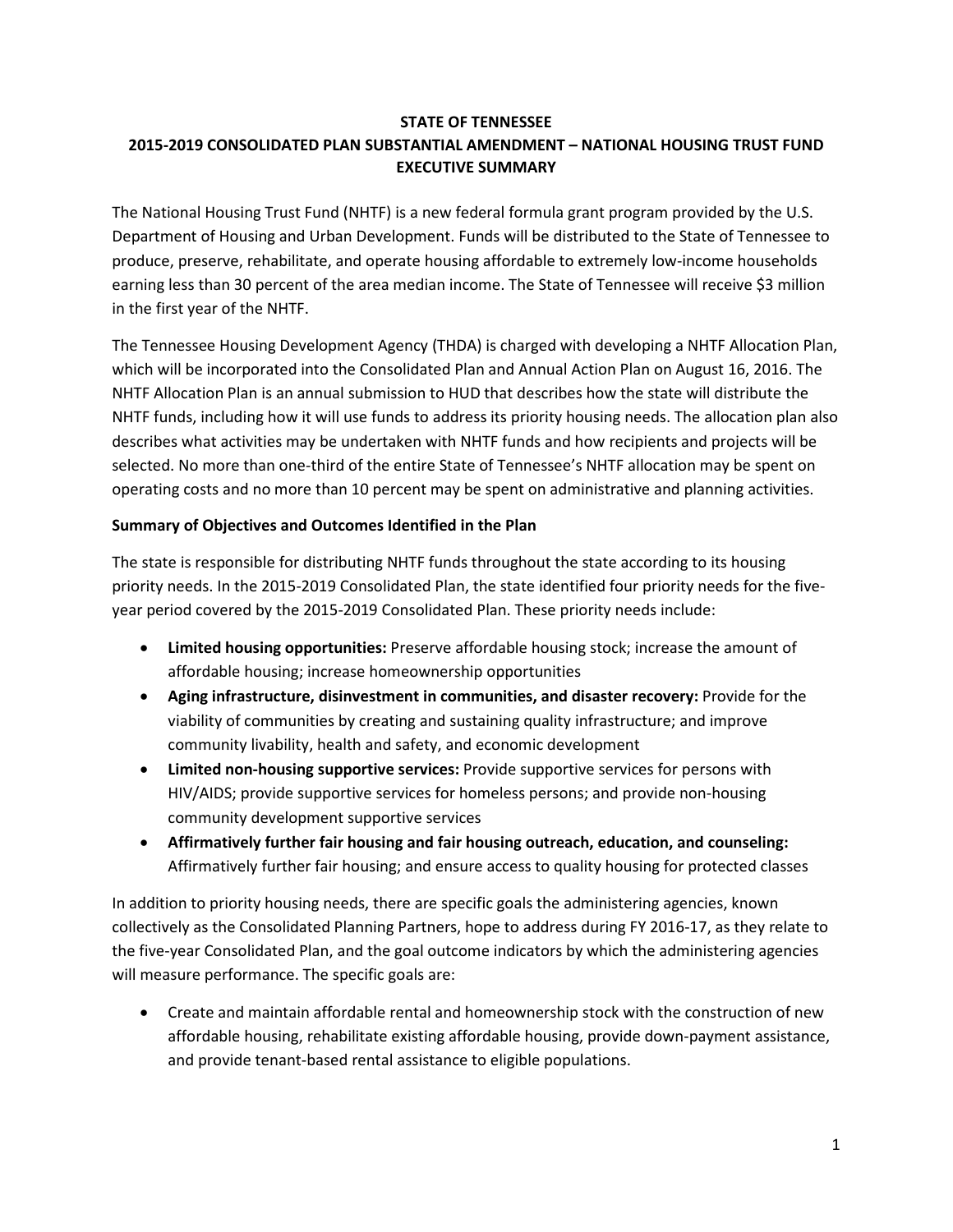# STATE OF TENNESSEE
## 2015-2019 CONSOLIDATED PLAN SUBSTANTIAL AMENDMENT – NATIONAL HOUSING TRUST FUND EXECUTIVE SUMMARY

The National Housing Trust Fund (NHTF) is a new federal formula grant program provided by the U.S. Department of Housing and Urban Development. Funds will be distributed to the State of Tennessee to produce, preserve, rehabilitate, and operate housing affordable to extremely low-income households earning less than 30 percent of the area median income. The State of Tennessee will receive $3 million in the first year of the NHTF.

The Tennessee Housing Development Agency (THDA) is charged with developing a NHTF Allocation Plan, which will be incorporated into the Consolidated Plan and Annual Action Plan on August 16, 2016. The NHTF Allocation Plan is an annual submission to HUD that describes how the state will distribute the NHTF funds, including how it will use funds to address its priority housing needs. The allocation plan also describes what activities may be undertaken with NHTF funds and how recipients and projects will be selected. No more than one-third of the entire State of Tennessee's NHTF allocation may be spent on operating costs and no more than 10 percent may be spent on administrative and planning activities.

**Summary of Objectives and Outcomes Identified in the Plan**

The state is responsible for distributing NHTF funds throughout the state according to its housing priority needs. In the 2015-2019 Consolidated Plan, the state identified four priority needs for the five-year period covered by the 2015-2019 Consolidated Plan. These priority needs include:

- **Limited housing opportunities:** Preserve affordable housing stock; increase the amount of affordable housing; increase homeownership opportunities
- **Aging infrastructure, disinvestment in communities, and disaster recovery:** Provide for the viability of communities by creating and sustaining quality infrastructure; and improve community livability, health and safety, and economic development
- **Limited non-housing supportive services:** Provide supportive services for persons with HIV/AIDS; provide supportive services for homeless persons; and provide non-housing community development supportive services
- **Affirmatively further fair housing and fair housing outreach, education, and counseling:** Affirmatively further fair housing; and ensure access to quality housing for protected classes

In addition to priority housing needs, there are specific goals the administering agencies, known collectively as the Consolidated Planning Partners, hope to address during FY 2016-17, as they relate to the five-year Consolidated Plan, and the goal outcome indicators by which the administering agencies will measure performance. The specific goals are:

- Create and maintain affordable rental and homeownership stock with the construction of new affordable housing, rehabilitate existing affordable housing, provide down-payment assistance, and provide tenant-based rental assistance to eligible populations.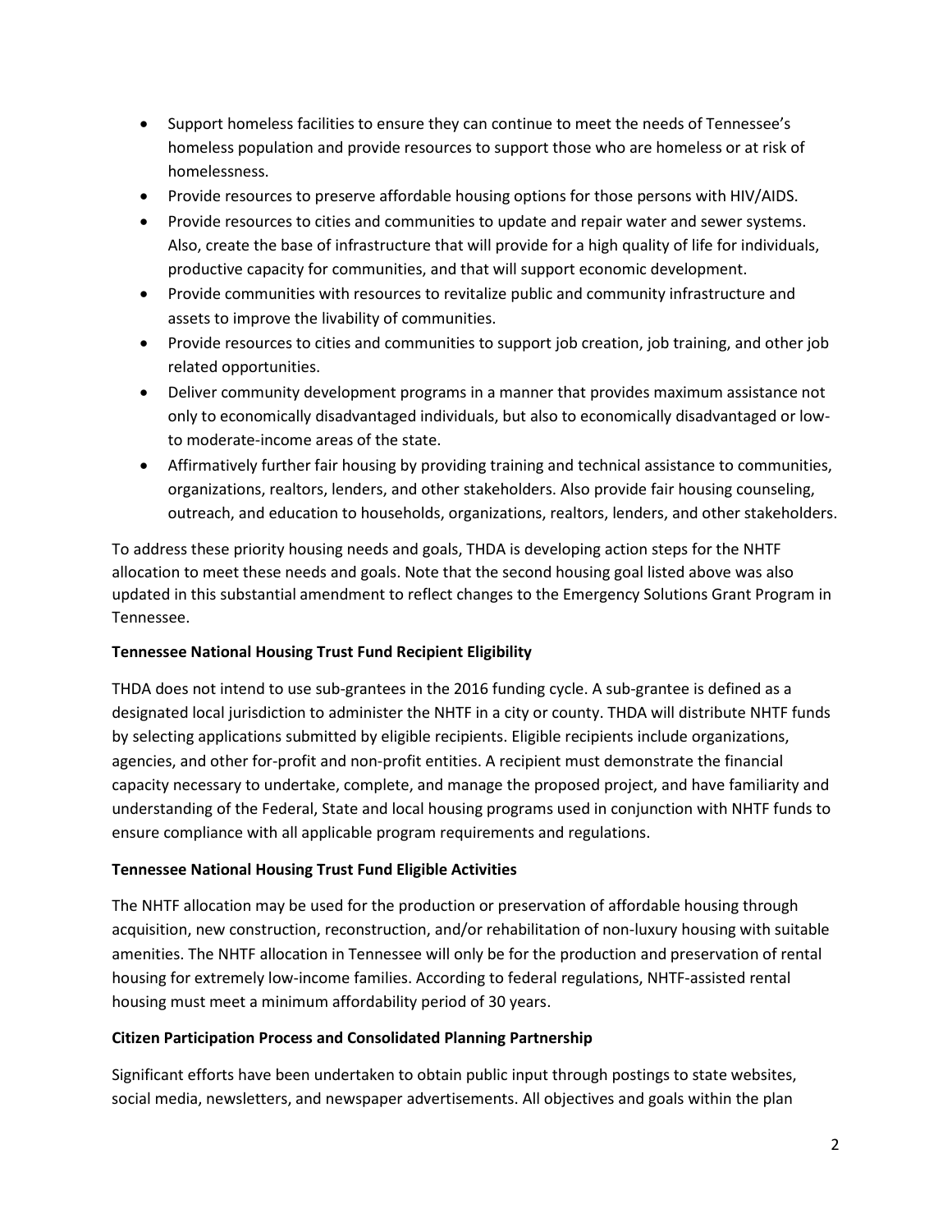- Support homeless facilities to ensure they can continue to meet the needs of Tennessee's homeless population and provide resources to support those who are homeless or at risk of homelessness.
- Provide resources to preserve affordable housing options for those persons with HIV/AIDS.
- Provide resources to cities and communities to update and repair water and sewer systems. Also, create the base of infrastructure that will provide for a high quality of life for individuals, productive capacity for communities, and that will support economic development.
- Provide communities with resources to revitalize public and community infrastructure and assets to improve the livability of communities.
- Provide resources to cities and communities to support job creation, job training, and other job related opportunities.
- Deliver community development programs in a manner that provides maximum assistance not only to economically disadvantaged individuals, but also to economically disadvantaged or low- to moderate-income areas of the state.
- Affirmatively further fair housing by providing training and technical assistance to communities, organizations, realtors, lenders, and other stakeholders. Also provide fair housing counseling, outreach, and education to households, organizations, realtors, lenders, and other stakeholders.

To address these priority housing needs and goals, THDA is developing action steps for the NHTF allocation to meet these needs and goals. Note that the second housing goal listed above was also updated in this substantial amendment to reflect changes to the Emergency Solutions Grant Program in Tennessee.

**Tennessee National Housing Trust Fund Recipient Eligibility**

THDA does not intend to use sub-grantees in the 2016 funding cycle. A sub-grantee is defined as a designated local jurisdiction to administer the NHTF in a city or county. THDA will distribute NHTF funds by selecting applications submitted by eligible recipients. Eligible recipients include organizations, agencies, and other for-profit and non-profit entities. A recipient must demonstrate the financial capacity necessary to undertake, complete, and manage the proposed project, and have familiarity and understanding of the Federal, State and local housing programs used in conjunction with NHTF funds to ensure compliance with all applicable program requirements and regulations.

**Tennessee National Housing Trust Fund Eligible Activities**

The NHTF allocation may be used for the production or preservation of affordable housing through acquisition, new construction, reconstruction, and/or rehabilitation of non-luxury housing with suitable amenities. The NHTF allocation in Tennessee will only be for the production and preservation of rental housing for extremely low-income families. According to federal regulations, NHTF-assisted rental housing must meet a minimum affordability period of 30 years.

**Citizen Participation Process and Consolidated Planning Partnership**

Significant efforts have been undertaken to obtain public input through postings to state websites, social media, newsletters, and newspaper advertisements. All objectives and goals within the plan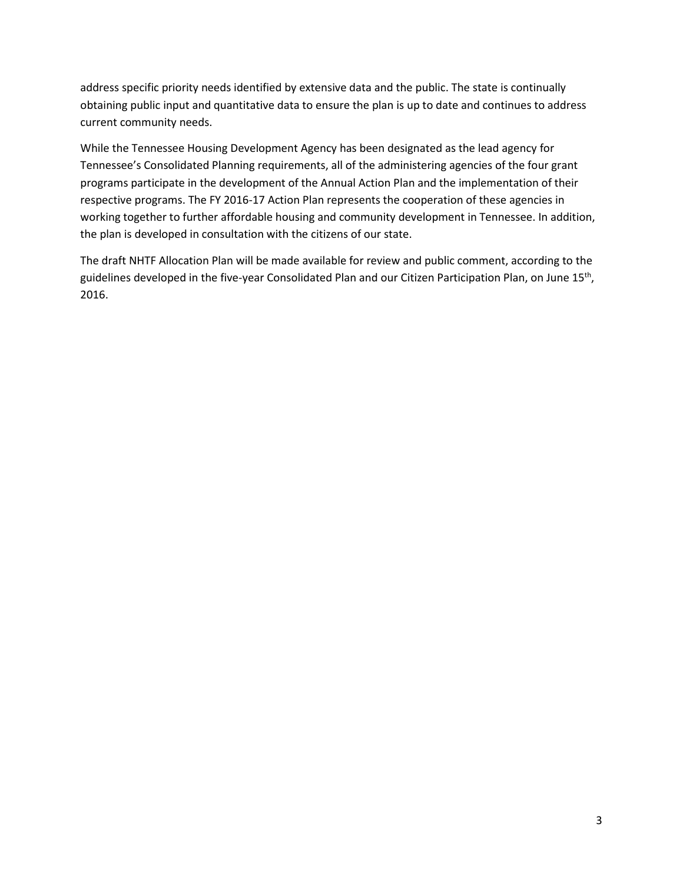address specific priority needs identified by extensive data and the public. The state is continually obtaining public input and quantitative data to ensure the plan is up to date and continues to address current community needs.

While the Tennessee Housing Development Agency has been designated as the lead agency for Tennessee's Consolidated Planning requirements, all of the administering agencies of the four grant programs participate in the development of the Annual Action Plan and the implementation of their respective programs. The FY 2016-17 Action Plan represents the cooperation of these agencies in working together to further affordable housing and community development in Tennessee. In addition, the plan is developed in consultation with the citizens of our state.

The draft NHTF Allocation Plan will be made available for review and public comment, according to the guidelines developed in the five-year Consolidated Plan and our Citizen Participation Plan, on June 15th, 2016.